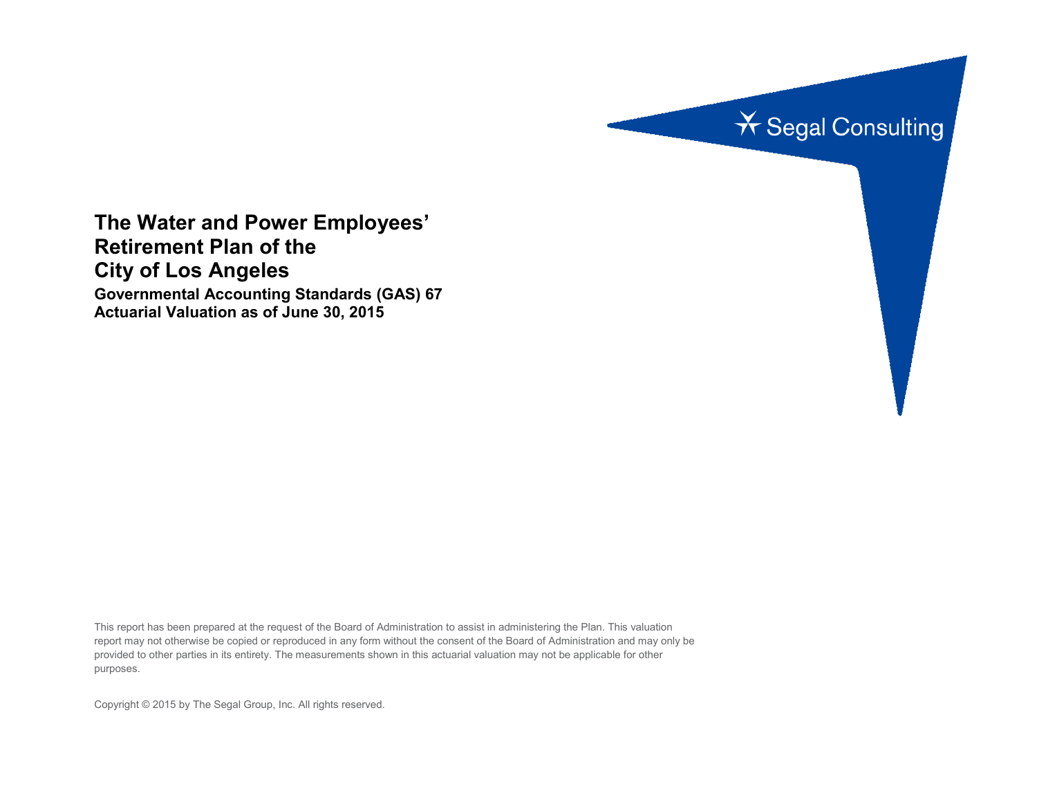Segal Consulting

# The Water and Power Employees' Retirement Plan of the City of Los Angeles

**Governmental Accounting Standards (GAS) 67**
**Actuarial Valuation as of June 30, 2015**

This report has been prepared at the request of the Board of Administration to assist in administering the Plan. This valuation report may not otherwise be copied or reproduced in any form without the consent of the Board of Administration and may only be provided to other parties in its entirety. The measurements shown in this actuarial valuation may not be applicable for other purposes.

Copyright © 2015 by The Segal Group, Inc. All rights reserved.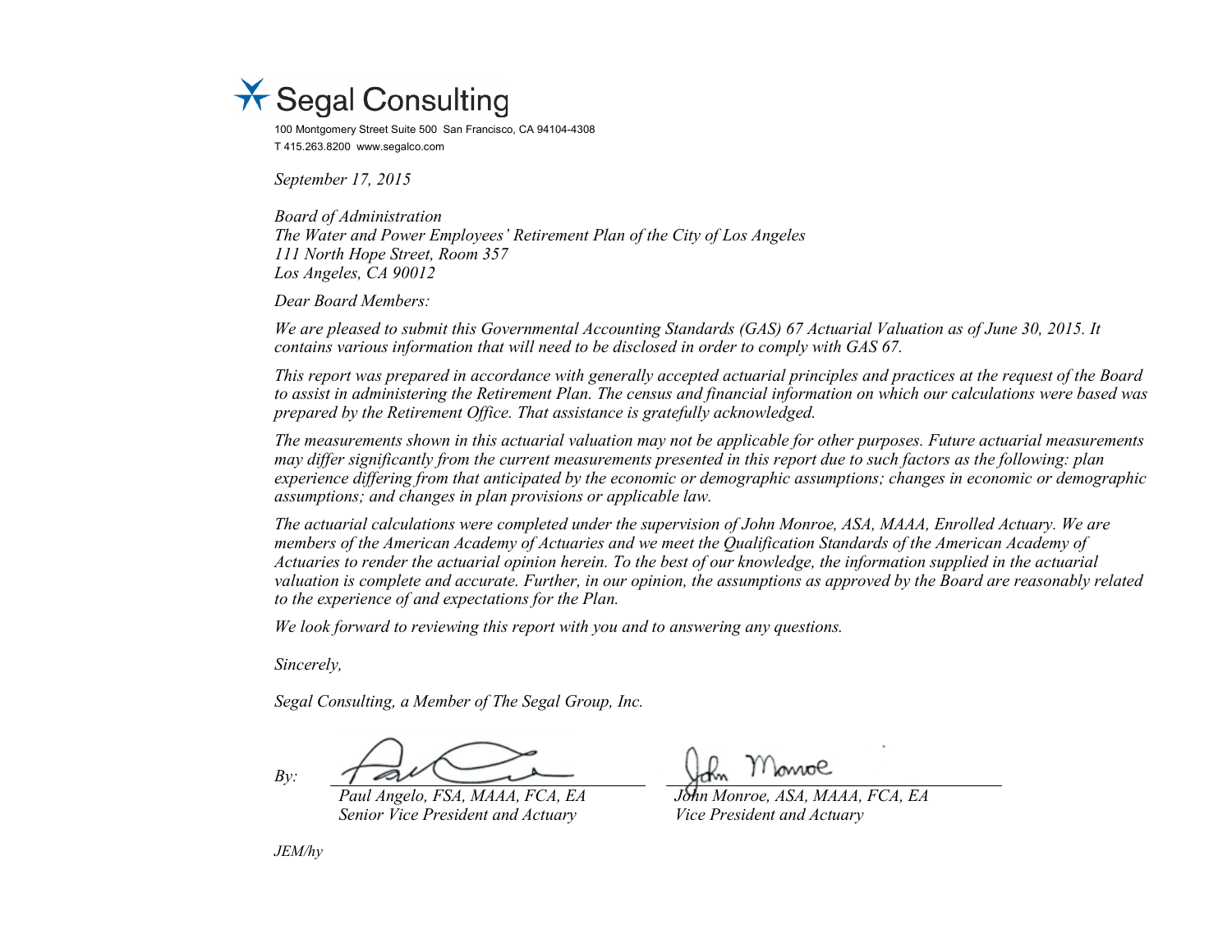Segal Consulting

100 Montgomery Street Suite 500 San Francisco, CA 94104-4308
T 415.263.8200 www.segalco.com

*September 17, 2015*

*Board of Administration*
*The Water and Power Employees' Retirement Plan of the City of Los Angeles*
*111 North Hope Street, Room 357*
*Los Angeles, CA 90012*

*Dear Board Members:*

*We are pleased to submit this Governmental Accounting Standards (GAS) 67 Actuarial Valuation as of June 30, 2015. It contains various information that will need to be disclosed in order to comply with GAS 67.*

*This report was prepared in accordance with generally accepted actuarial principles and practices at the request of the Board to assist in administering the Retirement Plan. The census and financial information on which our calculations were based was prepared by the Retirement Office. That assistance is gratefully acknowledged.*

*The measurements shown in this actuarial valuation may not be applicable for other purposes. Future actuarial measurements may differ significantly from the current measurements presented in this report due to such factors as the following: plan experience differing from that anticipated by the economic or demographic assumptions; changes in economic or demographic assumptions; and changes in plan provisions or applicable law.*

*The actuarial calculations were completed under the supervision of John Monroe, ASA, MAAA, Enrolled Actuary. We are members of the American Academy of Actuaries and we meet the Qualification Standards of the American Academy of Actuaries to render the actuarial opinion herein. To the best of our knowledge, the information supplied in the actuarial valuation is complete and accurate. Further, in our opinion, the assumptions as approved by the Board are reasonably related to the experience of and expectations for the Plan.*

*We look forward to reviewing this report with you and to answering any questions.*

*Sincerely,*

*Segal Consulting, a Member of The Segal Group, Inc.*

*By:*

*Paul Angelo, FSA, MAAA, FCA, EA*
*Senior Vice President and Actuary*

*John Monroe, ASA, MAAA, FCA, EA*
*Vice President and Actuary*

*JEM/hy*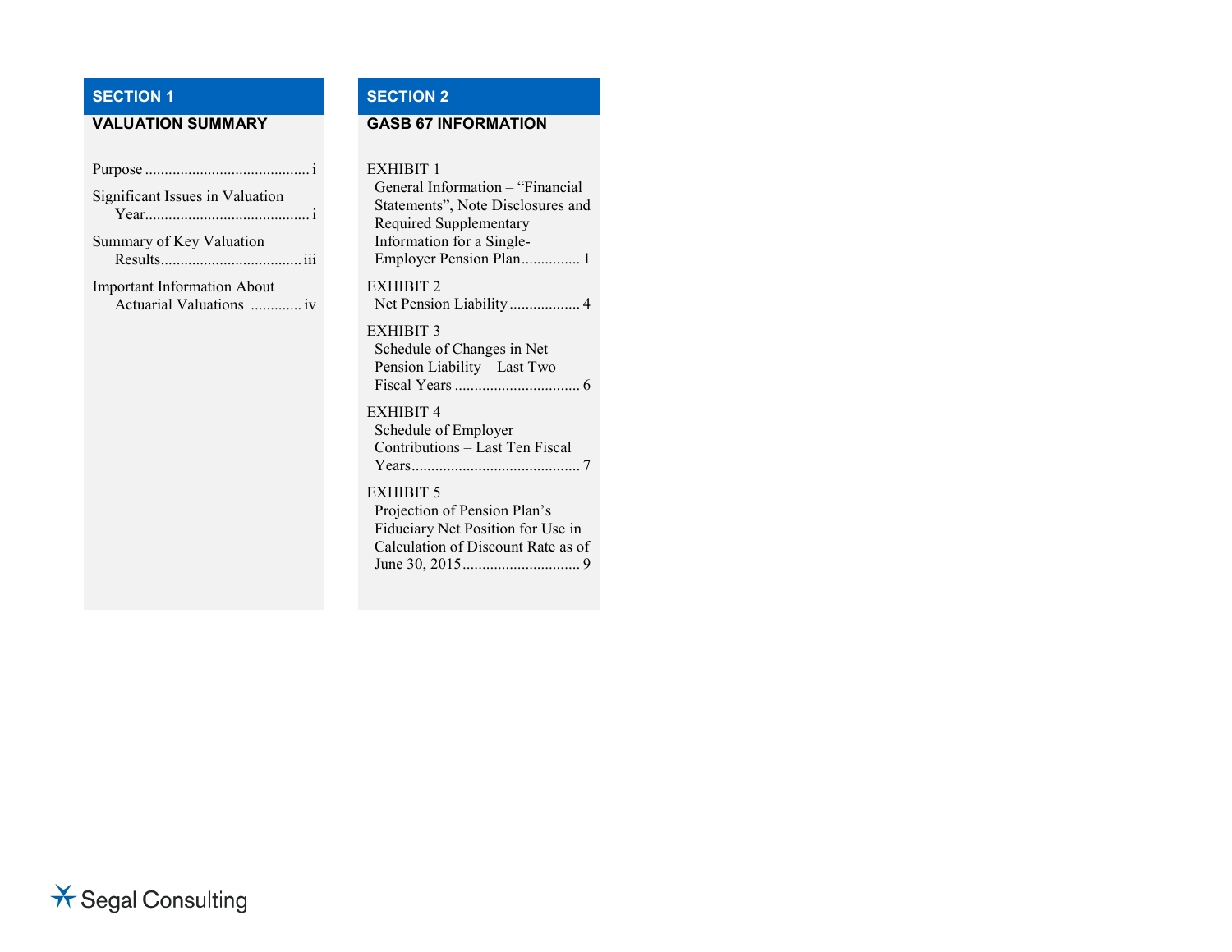## SECTION 1

### VALUATION SUMMARY

Purpose .......................................... i

Significant Issues in Valuation Year.......................................... i

Summary of Key Valuation Results.................................... iii

Important Information About Actuarial Valuations ............ iv

## SECTION 2

### GASB 67 INFORMATION

EXHIBIT 1
General Information – "Financial Statements", Note Disclosures and Required Supplementary Information for a Single-Employer Pension Plan.............. 1

EXHIBIT 2
Net Pension Liability................. 4

EXHIBIT 3
Schedule of Changes in Net Pension Liability – Last Two Fiscal Years ............................... 6

EXHIBIT 4
Schedule of Employer Contributions – Last Ten Fiscal Years.......................................... 7

EXHIBIT 5
Projection of Pension Plan's Fiduciary Net Position for Use in Calculation of Discount Rate as of June 30, 2015............................. 9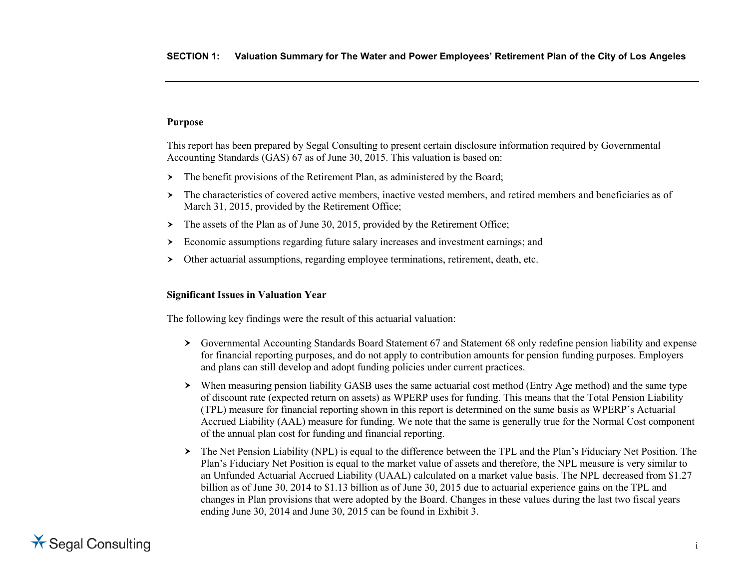## SECTION 1: Valuation Summary for The Water and Power Employees' Retirement Plan of the City of Los Angeles

### Purpose

This report has been prepared by Segal Consulting to present certain disclosure information required by Governmental Accounting Standards (GAS) 67 as of June 30, 2015. This valuation is based on:

- The benefit provisions of the Retirement Plan, as administered by the Board;
- The characteristics of covered active members, inactive vested members, and retired members and beneficiaries as of March 31, 2015, provided by the Retirement Office;
- The assets of the Plan as of June 30, 2015, provided by the Retirement Office;
- Economic assumptions regarding future salary increases and investment earnings; and
- Other actuarial assumptions, regarding employee terminations, retirement, death, etc.

### Significant Issues in Valuation Year

The following key findings were the result of this actuarial valuation:

- Governmental Accounting Standards Board Statement 67 and Statement 68 only redefine pension liability and expense for financial reporting purposes, and do not apply to contribution amounts for pension funding purposes. Employers and plans can still develop and adopt funding policies under current practices.
- When measuring pension liability GASB uses the same actuarial cost method (Entry Age method) and the same type of discount rate (expected return on assets) as WPERP uses for funding. This means that the Total Pension Liability (TPL) measure for financial reporting shown in this report is determined on the same basis as WPERP's Actuarial Accrued Liability (AAL) measure for funding. We note that the same is generally true for the Normal Cost component of the annual plan cost for funding and financial reporting.
- The Net Pension Liability (NPL) is equal to the difference between the TPL and the Plan's Fiduciary Net Position. The Plan's Fiduciary Net Position is equal to the market value of assets and therefore, the NPL measure is very similar to an Unfunded Actuarial Accrued Liability (UAAL) calculated on a market value basis. The NPL decreased from $1.27 billion as of June 30, 2014 to $1.13 billion as of June 30, 2015 due to actuarial experience gains on the TPL and changes in Plan provisions that were adopted by the Board. Changes in these values during the last two fiscal years ending June 30, 2014 and June 30, 2015 can be found in Exhibit 3.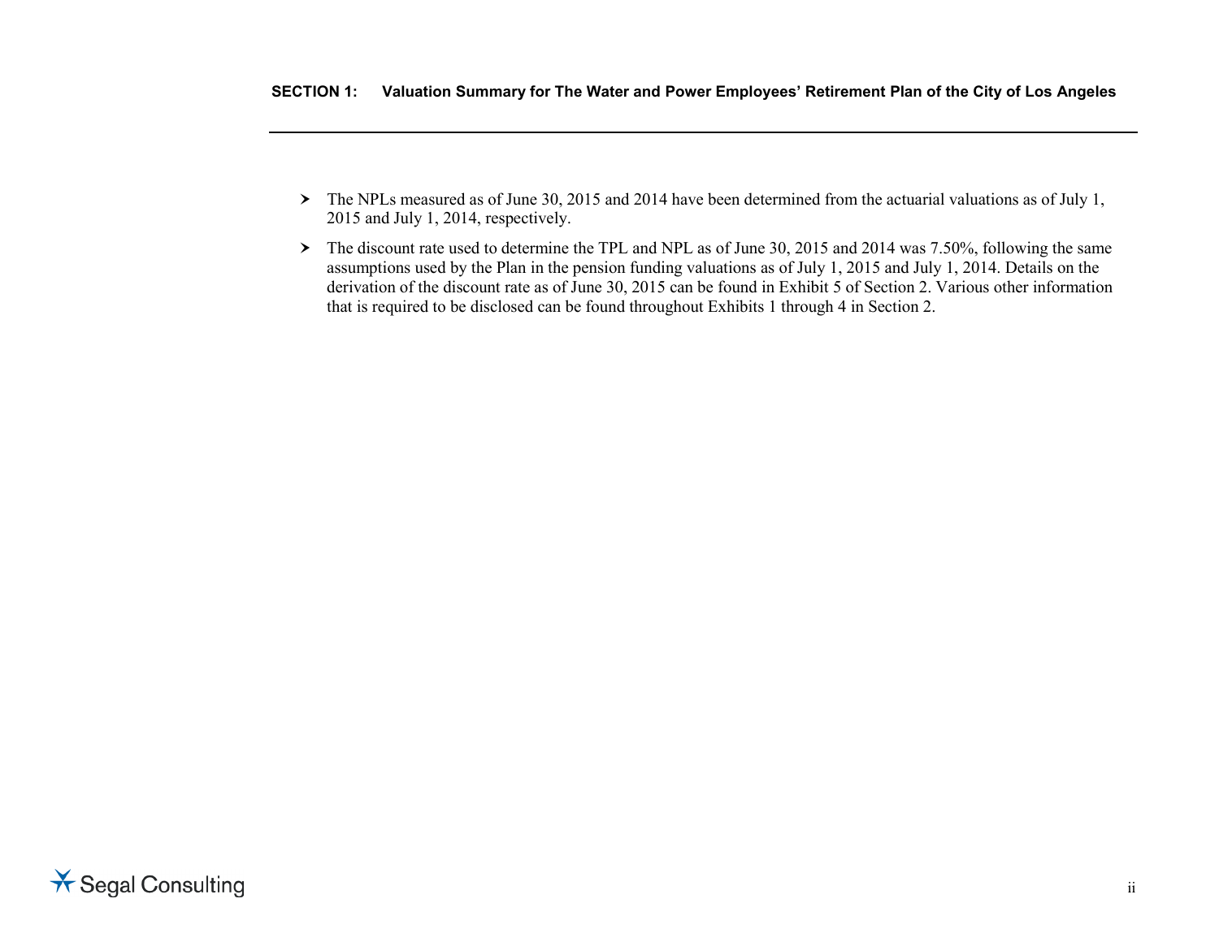- The NPLs measured as of June 30, 2015 and 2014 have been determined from the actuarial valuations as of July 1, 2015 and July 1, 2014, respectively.
- The discount rate used to determine the TPL and NPL as of June 30, 2015 and 2014 was 7.50%, following the same assumptions used by the Plan in the pension funding valuations as of July 1, 2015 and July 1, 2014. Details on the derivation of the discount rate as of June 30, 2015 can be found in Exhibit 5 of Section 2. Various other information that is required to be disclosed can be found throughout Exhibits 1 through 4 in Section 2.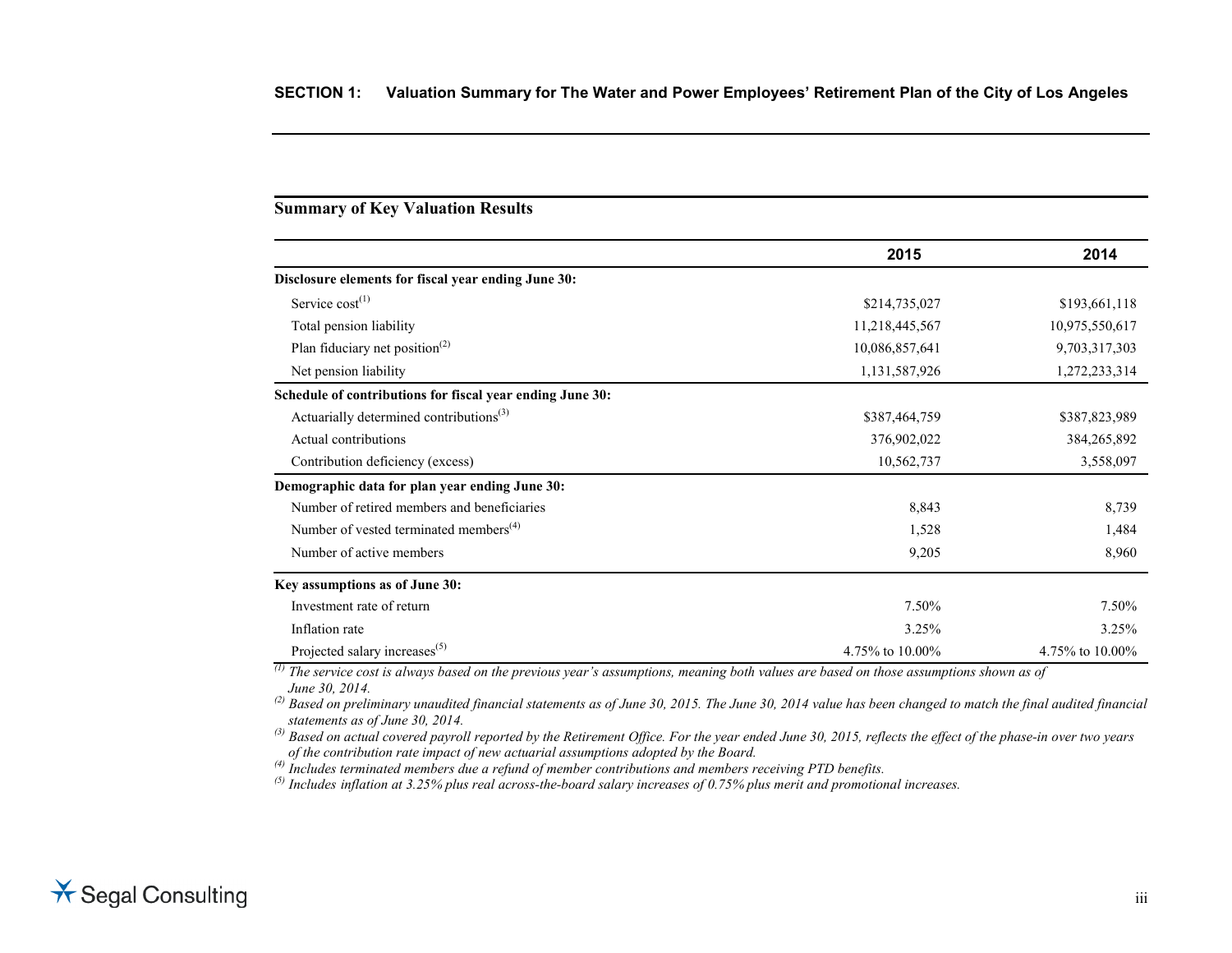## SECTION 1: Valuation Summary for The Water and Power Employees' Retirement Plan of the City of Los Angeles

### Summary of Key Valuation Results

| | 2015 | 2014 |
|---|---|---|
| **Disclosure elements for fiscal year ending June 30:** | | |
| Service cost[1] | $214,735,027 | $193,661,118 |
| Total pension liability | 11,218,445,567 | 10,975,550,617 |
| Plan fiduciary net position[2] | 10,086,857,641 | 9,703,317,303 |
| Net pension liability | 1,131,587,926 | 1,272,233,314 |
| **Schedule of contributions for fiscal year ending June 30:** | | |
| Actuarially determined contributions[3] | $387,464,759 | $387,823,989 |
| Actual contributions | 376,902,022 | 384,265,892 |
| Contribution deficiency (excess) | 10,562,737 | 3,558,097 |
| **Demographic data for plan year ending June 30:** | | |
| Number of retired members and beneficiaries | 8,843 | 8,739 |
| Number of vested terminated members[4] | 1,528 | 1,484 |
| Number of active members | 9,205 | 8,960 |
| **Key assumptions as of June 30:** | | |
| Investment rate of return | 7.50% | 7.50% |
| Inflation rate | 3.25% | 3.25% |
| Projected salary increases[5] | 4.75% to 10.00% | 4.75% to 10.00% |

[1] *The service cost is always based on the previous year's assumptions, meaning both values are based on those assumptions shown as of June 30, 2014.*

[2] *Based on preliminary unaudited financial statements as of June 30, 2015. The June 30, 2014 value has been changed to match the final audited financial statements as of June 30, 2014.*

[3] *Based on actual covered payroll reported by the Retirement Office. For the year ended June 30, 2015, reflects the effect of the phase-in over two years of the contribution rate impact of new actuarial assumptions adopted by the Board.*

[4] *Includes terminated members due a refund of member contributions and members receiving PTD benefits.*

[5] *Includes inflation at 3.25% plus real across-the-board salary increases of 0.75% plus merit and promotional increases.*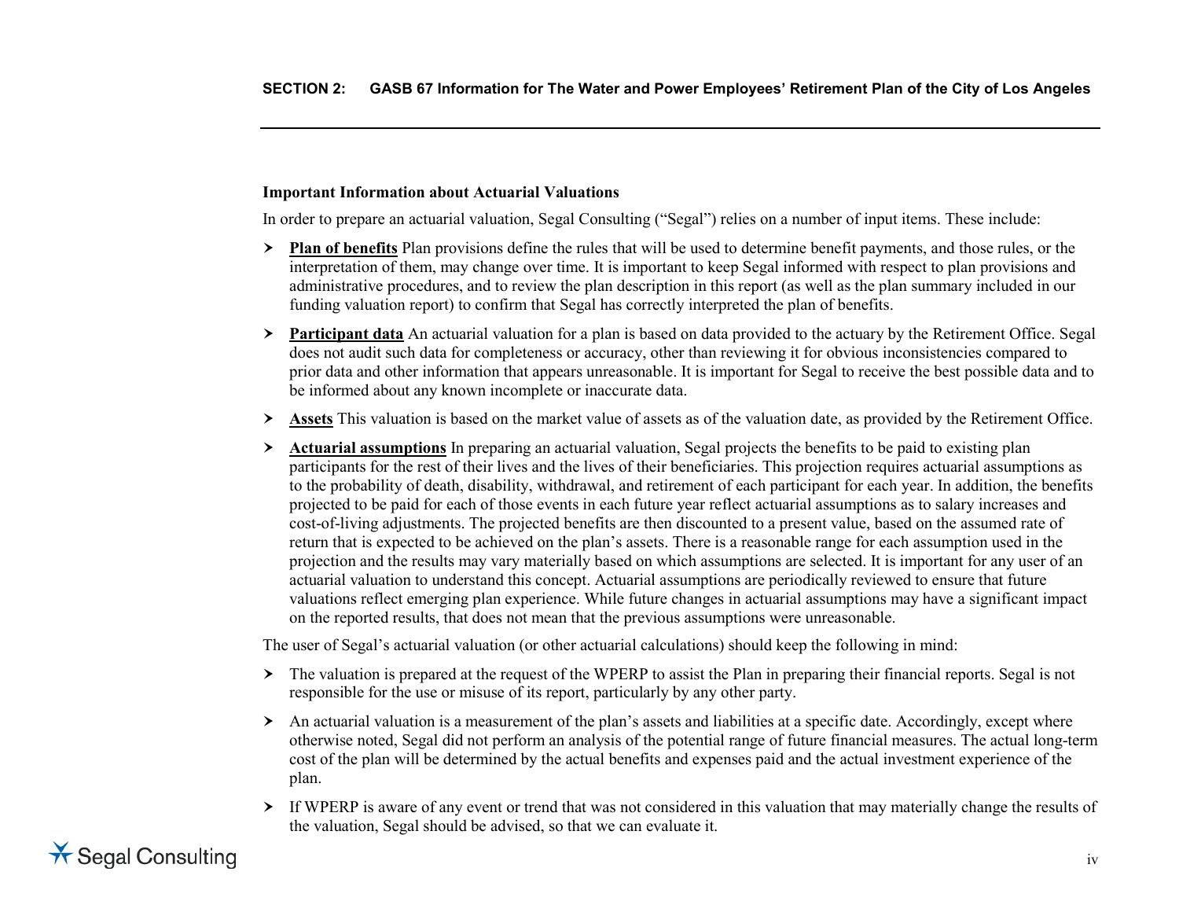### Important Information about Actuarial Valuations

In order to prepare an actuarial valuation, Segal Consulting ("Segal") relies on a number of input items. These include:

- **Plan of benefits** Plan provisions define the rules that will be used to determine benefit payments, and those rules, or the interpretation of them, may change over time. It is important to keep Segal informed with respect to plan provisions and administrative procedures, and to review the plan description in this report (as well as the plan summary included in our funding valuation report) to confirm that Segal has correctly interpreted the plan of benefits.
- **Participant data** An actuarial valuation for a plan is based on data provided to the actuary by the Retirement Office. Segal does not audit such data for completeness or accuracy, other than reviewing it for obvious inconsistencies compared to prior data and other information that appears unreasonable. It is important for Segal to receive the best possible data and to be informed about any known incomplete or inaccurate data.
- **Assets** This valuation is based on the market value of assets as of the valuation date, as provided by the Retirement Office.
- **Actuarial assumptions** In preparing an actuarial valuation, Segal projects the benefits to be paid to existing plan participants for the rest of their lives and the lives of their beneficiaries. This projection requires actuarial assumptions as to the probability of death, disability, withdrawal, and retirement of each participant for each year. In addition, the benefits projected to be paid for each of those events in each future year reflect actuarial assumptions as to salary increases and cost-of-living adjustments. The projected benefits are then discounted to a present value, based on the assumed rate of return that is expected to be achieved on the plan's assets. There is a reasonable range for each assumption used in the projection and the results may vary materially based on which assumptions are selected. It is important for any user of an actuarial valuation to understand this concept. Actuarial assumptions are periodically reviewed to ensure that future valuations reflect emerging plan experience. While future changes in actuarial assumptions may have a significant impact on the reported results, that does not mean that the previous assumptions were unreasonable.

The user of Segal's actuarial valuation (or other actuarial calculations) should keep the following in mind:

- The valuation is prepared at the request of the WPERP to assist the Plan in preparing their financial reports. Segal is not responsible for the use or misuse of its report, particularly by any other party.
- An actuarial valuation is a measurement of the plan's assets and liabilities at a specific date. Accordingly, except where otherwise noted, Segal did not perform an analysis of the potential range of future financial measures. The actual long-term cost of the plan will be determined by the actual benefits and expenses paid and the actual investment experience of the plan.
- If WPERP is aware of any event or trend that was not considered in this valuation that may materially change the results of the valuation, Segal should be advised, so that we can evaluate it.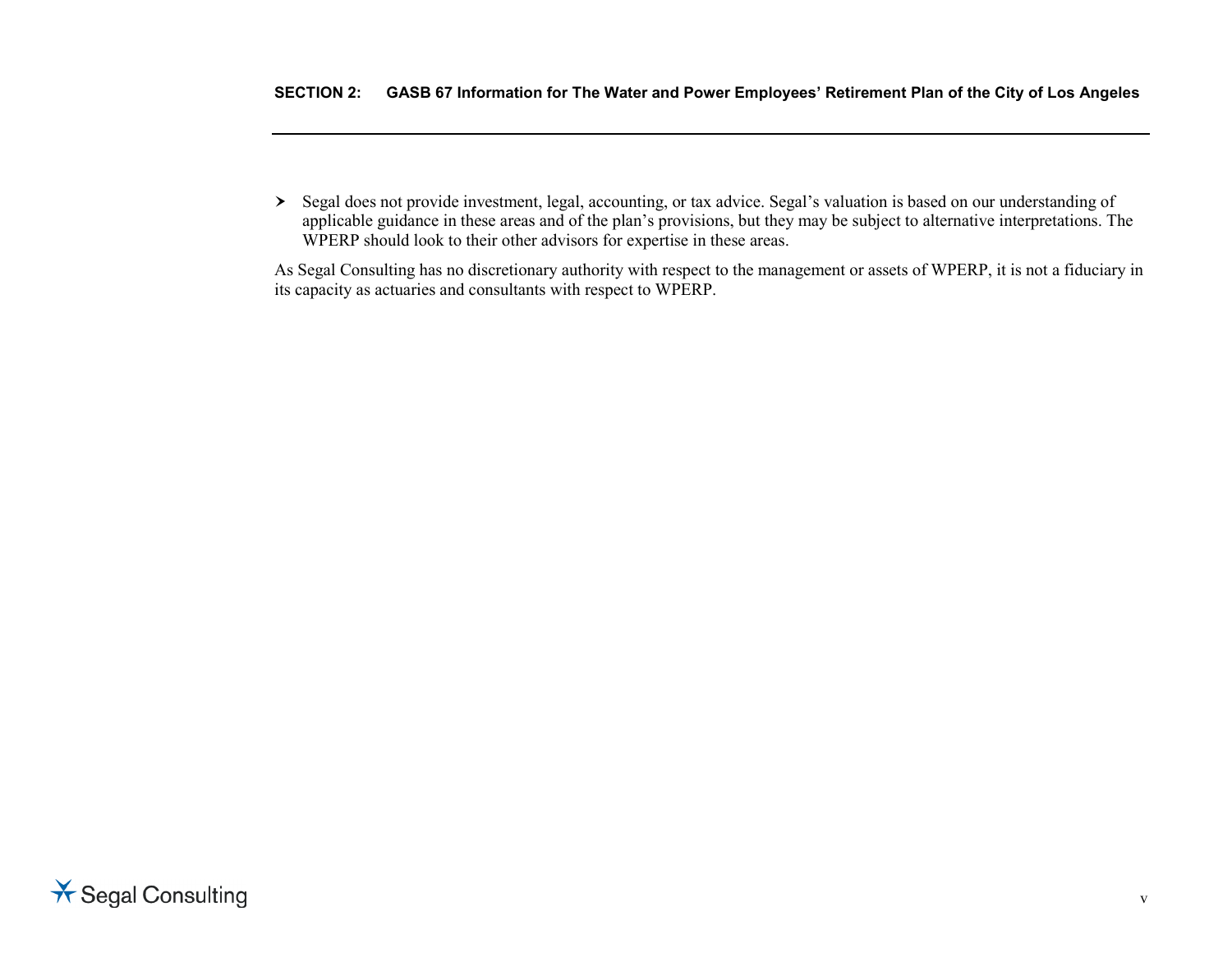- Segal does not provide investment, legal, accounting, or tax advice. Segal's valuation is based on our understanding of applicable guidance in these areas and of the plan's provisions, but they may be subject to alternative interpretations. The WPERP should look to their other advisors for expertise in these areas.

As Segal Consulting has no discretionary authority with respect to the management or assets of WPERP, it is not a fiduciary in its capacity as actuaries and consultants with respect to WPERP.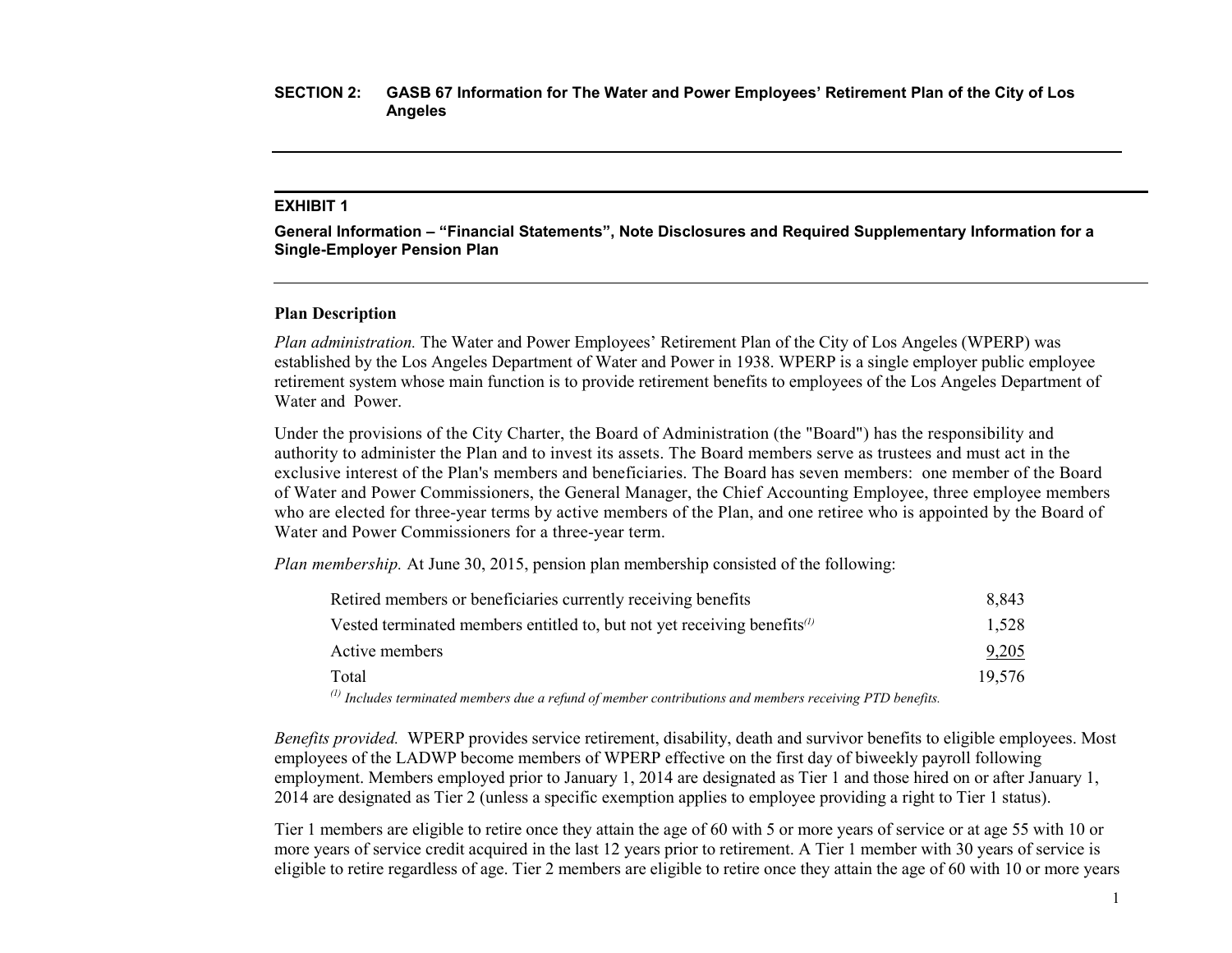## SECTION 2: GASB 67 Information for The Water and Power Employees' Retirement Plan of the City of Los Angeles

### EXHIBIT 1

**General Information – "Financial Statements", Note Disclosures and Required Supplementary Information for a Single-Employer Pension Plan**

#### Plan Description

*Plan administration.* The Water and Power Employees' Retirement Plan of the City of Los Angeles (WPERP) was established by the Los Angeles Department of Water and Power in 1938. WPERP is a single employer public employee retirement system whose main function is to provide retirement benefits to employees of the Los Angeles Department of Water and Power.

Under the provisions of the City Charter, the Board of Administration (the "Board") has the responsibility and authority to administer the Plan and to invest its assets. The Board members serve as trustees and must act in the exclusive interest of the Plan's members and beneficiaries. The Board has seven members: one member of the Board of Water and Power Commissioners, the General Manager, the Chief Accounting Employee, three employee members who are elected for three-year terms by active members of the Plan, and one retiree who is appointed by the Board of Water and Power Commissioners for a three-year term.

*Plan membership.* At June 30, 2015, pension plan membership consisted of the following:

| | |
|---|---|
| Retired members or beneficiaries currently receiving benefits | 8,843 |
| Vested terminated members entitled to, but not yet receiving benefits[(1)] | 1,528 |
| Active members | 9,205 |
| Total | 19,576 |

*[(1)] Includes terminated members due a refund of member contributions and members receiving PTD benefits.*

*Benefits provided.* WPERP provides service retirement, disability, death and survivor benefits to eligible employees. Most employees of the LADWP become members of WPERP effective on the first day of biweekly payroll following employment. Members employed prior to January 1, 2014 are designated as Tier 1 and those hired on or after January 1, 2014 are designated as Tier 2 (unless a specific exemption applies to employee providing a right to Tier 1 status).

Tier 1 members are eligible to retire once they attain the age of 60 with 5 or more years of service or at age 55 with 10 or more years of service credit acquired in the last 12 years prior to retirement. A Tier 1 member with 30 years of service is eligible to retire regardless of age. Tier 2 members are eligible to retire once they attain the age of 60 with 10 or more years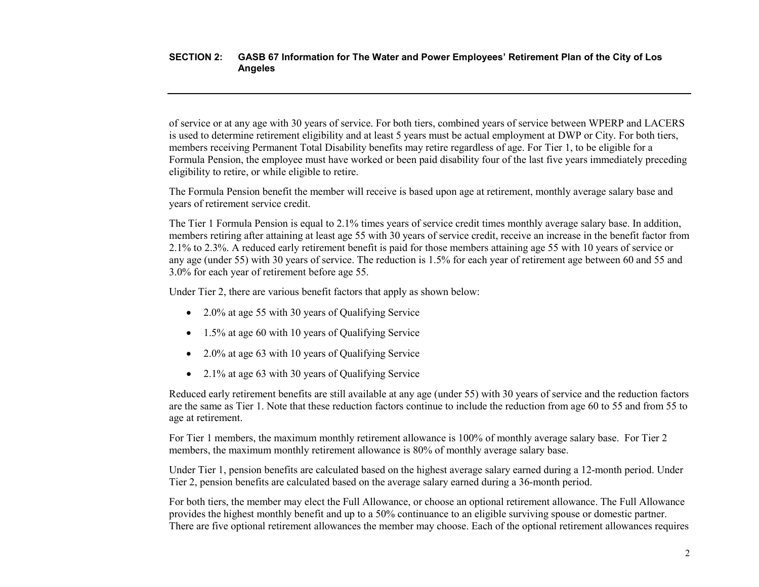of service or at any age with 30 years of service. For both tiers, combined years of service between WPERP and LACERS is used to determine retirement eligibility and at least 5 years must be actual employment at DWP or City. For both tiers, members receiving Permanent Total Disability benefits may retire regardless of age. For Tier 1, to be eligible for a Formula Pension, the employee must have worked or been paid disability four of the last five years immediately preceding eligibility to retire, or while eligible to retire.

The Formula Pension benefit the member will receive is based upon age at retirement, monthly average salary base and years of retirement service credit.

The Tier 1 Formula Pension is equal to 2.1% times years of service credit times monthly average salary base. In addition, members retiring after attaining at least age 55 with 30 years of service credit, receive an increase in the benefit factor from 2.1% to 2.3%. A reduced early retirement benefit is paid for those members attaining age 55 with 10 years of service or any age (under 55) with 30 years of service. The reduction is 1.5% for each year of retirement age between 60 and 55 and 3.0% for each year of retirement before age 55.

Under Tier 2, there are various benefit factors that apply as shown below:

- 2.0% at age 55 with 30 years of Qualifying Service
- 1.5% at age 60 with 10 years of Qualifying Service
- 2.0% at age 63 with 10 years of Qualifying Service
- 2.1% at age 63 with 30 years of Qualifying Service

Reduced early retirement benefits are still available at any age (under 55) with 30 years of service and the reduction factors are the same as Tier 1. Note that these reduction factors continue to include the reduction from age 60 to 55 and from 55 to age at retirement.

For Tier 1 members, the maximum monthly retirement allowance is 100% of monthly average salary base. For Tier 2 members, the maximum monthly retirement allowance is 80% of monthly average salary base.

Under Tier 1, pension benefits are calculated based on the highest average salary earned during a 12-month period. Under Tier 2, pension benefits are calculated based on the average salary earned during a 36-month period.

For both tiers, the member may elect the Full Allowance, or choose an optional retirement allowance. The Full Allowance provides the highest monthly benefit and up to a 50% continuance to an eligible surviving spouse or domestic partner. There are five optional retirement allowances the member may choose. Each of the optional retirement allowances requires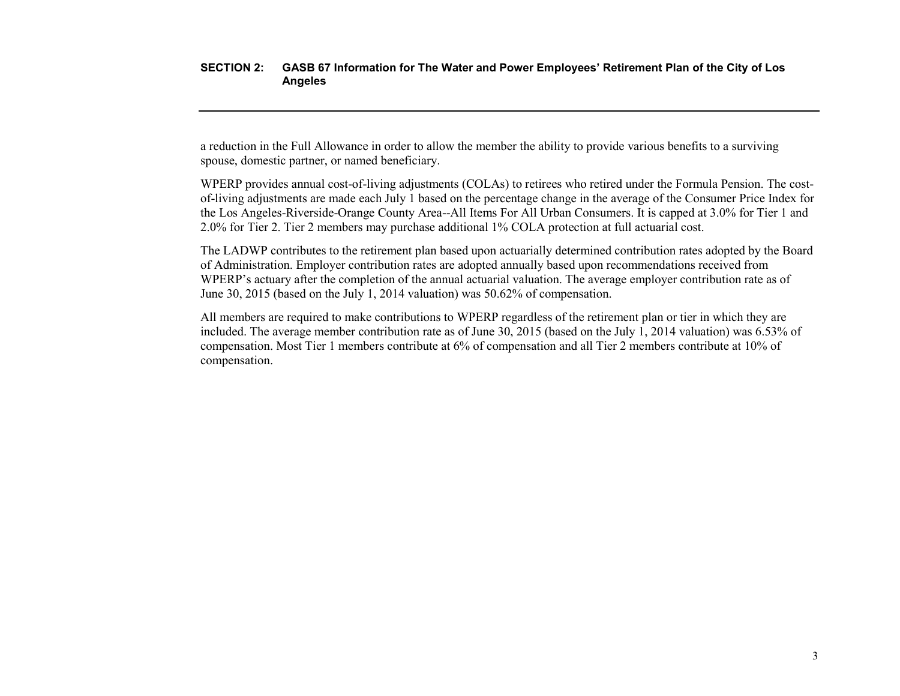a reduction in the Full Allowance in order to allow the member the ability to provide various benefits to a surviving spouse, domestic partner, or named beneficiary.

WPERP provides annual cost-of-living adjustments (COLAs) to retirees who retired under the Formula Pension. The cost-of-living adjustments are made each July 1 based on the percentage change in the average of the Consumer Price Index for the Los Angeles-Riverside-Orange County Area--All Items For All Urban Consumers. It is capped at 3.0% for Tier 1 and 2.0% for Tier 2. Tier 2 members may purchase additional 1% COLA protection at full actuarial cost.

The LADWP contributes to the retirement plan based upon actuarially determined contribution rates adopted by the Board of Administration. Employer contribution rates are adopted annually based upon recommendations received from WPERP's actuary after the completion of the annual actuarial valuation. The average employer contribution rate as of June 30, 2015 (based on the July 1, 2014 valuation) was 50.62% of compensation.

All members are required to make contributions to WPERP regardless of the retirement plan or tier in which they are included. The average member contribution rate as of June 30, 2015 (based on the July 1, 2014 valuation) was 6.53% of compensation. Most Tier 1 members contribute at 6% of compensation and all Tier 2 members contribute at 10% of compensation.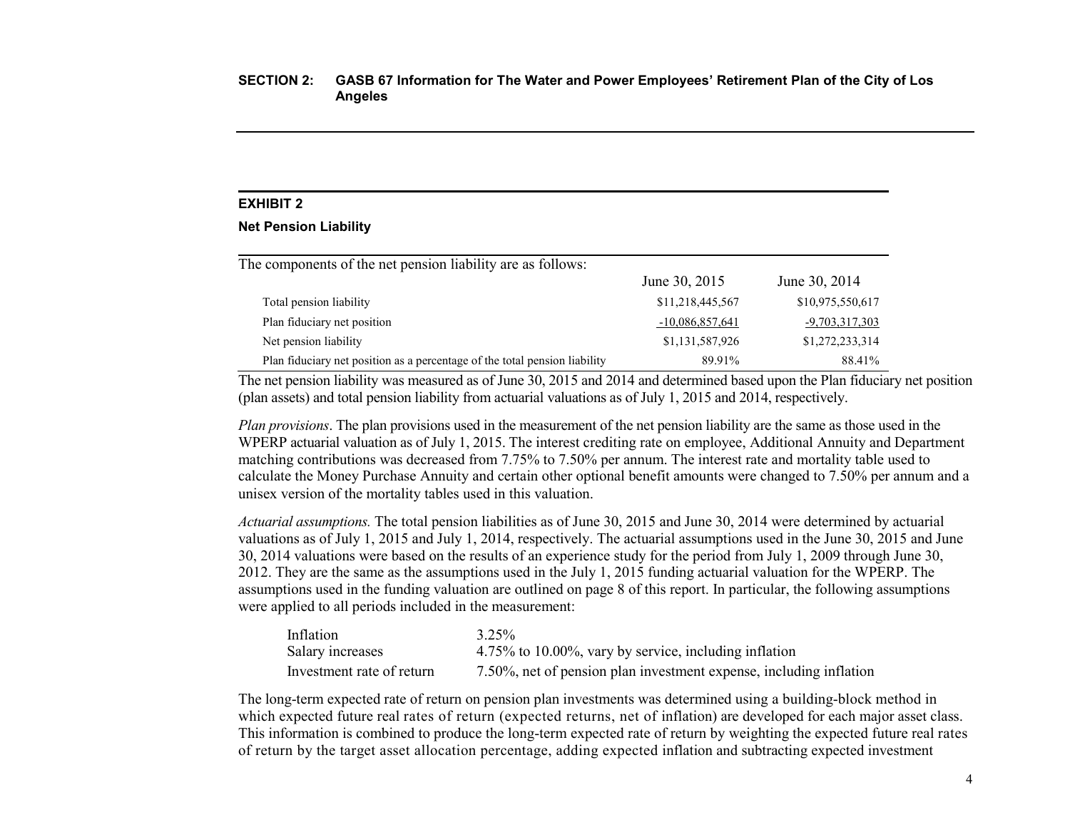## EXHIBIT 2

### Net Pension Liability

| The components of the net pension liability are as follows: | June 30, 2015 | June 30, 2014 |
|---|---|---|
| Total pension liability | $11,218,445,567 | $10,975,550,617 |
| Plan fiduciary net position | -10,086,857,641 | -9,703,317,303 |
| Net pension liability | $1,131,587,926 | $1,272,233,314 |
| Plan fiduciary net position as a percentage of the total pension liability | 89.91% | 88.41% |

The net pension liability was measured as of June 30, 2015 and 2014 and determined based upon the Plan fiduciary net position (plan assets) and total pension liability from actuarial valuations as of July 1, 2015 and 2014, respectively.

*Plan provisions*. The plan provisions used in the measurement of the net pension liability are the same as those used in the WPERP actuarial valuation as of July 1, 2015. The interest crediting rate on employee, Additional Annuity and Department matching contributions was decreased from 7.75% to 7.50% per annum. The interest rate and mortality table used to calculate the Money Purchase Annuity and certain other optional benefit amounts were changed to 7.50% per annum and a unisex version of the mortality tables used in this valuation.

*Actuarial assumptions.* The total pension liabilities as of June 30, 2015 and June 30, 2014 were determined by actuarial valuations as of July 1, 2015 and July 1, 2014, respectively. The actuarial assumptions used in the June 30, 2015 and June 30, 2014 valuations were based on the results of an experience study for the period from July 1, 2009 through June 30, 2012. They are the same as the assumptions used in the July 1, 2015 funding actuarial valuation for the WPERP. The assumptions used in the funding valuation are outlined on page 8 of this report. In particular, the following assumptions were applied to all periods included in the measurement:

| | |
|---|---|
| Inflation | 3.25% |
| Salary increases | 4.75% to 10.00%, vary by service, including inflation |
| Investment rate of return | 7.50%, net of pension plan investment expense, including inflation |

The long-term expected rate of return on pension plan investments was determined using a building-block method in which expected future real rates of return (expected returns, net of inflation) are developed for each major asset class. This information is combined to produce the long-term expected rate of return by weighting the expected future real rates of return by the target asset allocation percentage, adding expected inflation and subtracting expected investment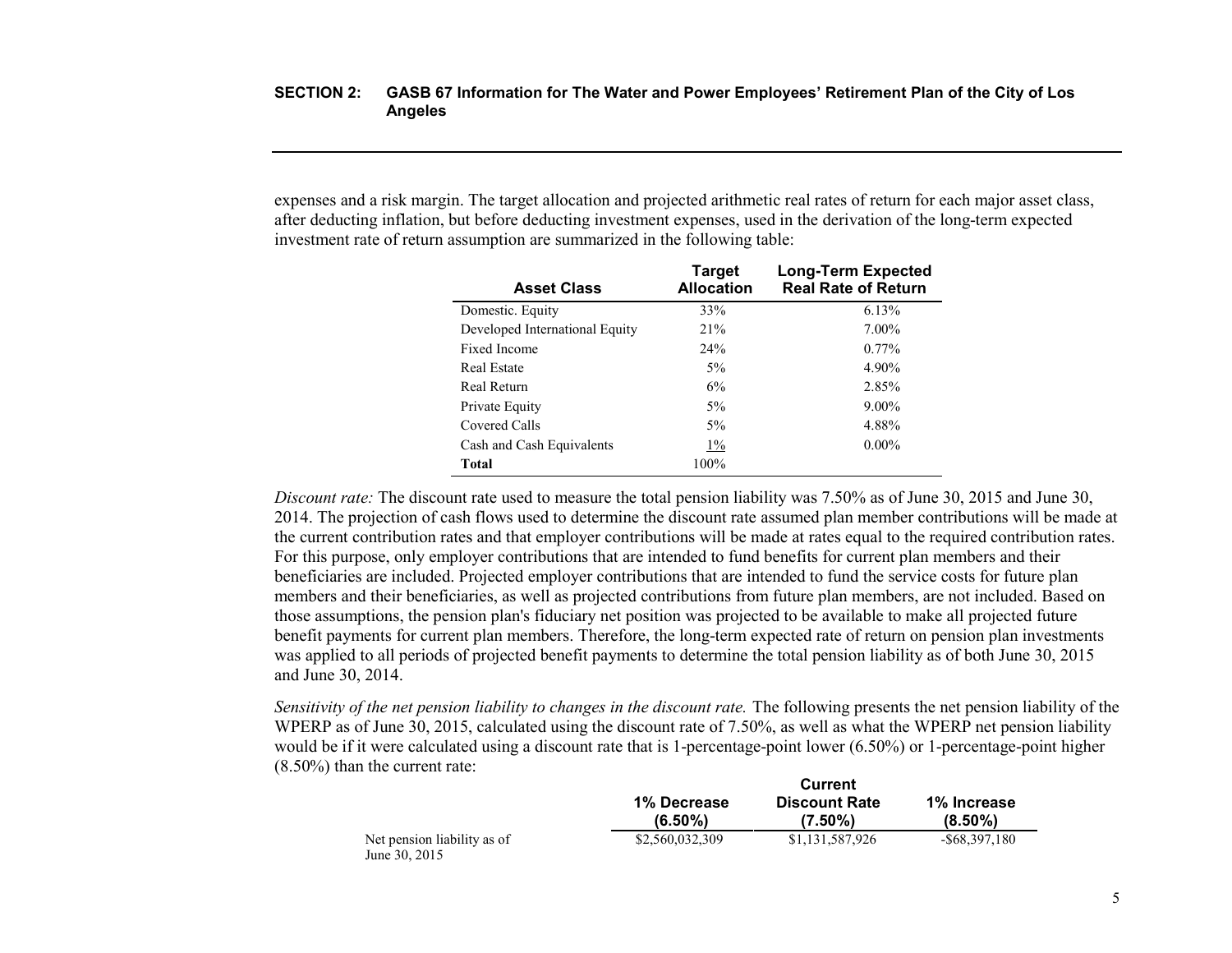expenses and a risk margin. The target allocation and projected arithmetic real rates of return for each major asset class, after deducting inflation, but before deducting investment expenses, used in the derivation of the long-term expected investment rate of return assumption are summarized in the following table:

| Asset Class | Target Allocation | Long-Term Expected Real Rate of Return |
|---|---|---|
| Domestic. Equity | 33% | 6.13% |
| Developed International Equity | 21% | 7.00% |
| Fixed Income | 24% | 0.77% |
| Real Estate | 5% | 4.90% |
| Real Return | 6% | 2.85% |
| Private Equity | 5% | 9.00% |
| Covered Calls | 5% | 4.88% |
| Cash and Cash Equivalents | 1% | 0.00% |
| **Total** | 100% | |

*Discount rate:* The discount rate used to measure the total pension liability was 7.50% as of June 30, 2015 and June 30, 2014. The projection of cash flows used to determine the discount rate assumed plan member contributions will be made at the current contribution rates and that employer contributions will be made at rates equal to the required contribution rates. For this purpose, only employer contributions that are intended to fund benefits for current plan members and their beneficiaries are included. Projected employer contributions that are intended to fund the service costs for future plan members and their beneficiaries, as well as projected contributions from future plan members, are not included. Based on those assumptions, the pension plan's fiduciary net position was projected to be available to make all projected future benefit payments for current plan members. Therefore, the long-term expected rate of return on pension plan investments was applied to all periods of projected benefit payments to determine the total pension liability as of both June 30, 2015 and June 30, 2014.

*Sensitivity of the net pension liability to changes in the discount rate.* The following presents the net pension liability of the WPERP as of June 30, 2015, calculated using the discount rate of 7.50%, as well as what the WPERP net pension liability would be if it were calculated using a discount rate that is 1-percentage-point lower (6.50%) or 1-percentage-point higher (8.50%) than the current rate:

| | 1% Decrease (6.50%) | Current Discount Rate (7.50%) | 1% Increase (8.50%) |
|---|---|---|---|
| Net pension liability as of June 30, 2015 | $2,560,032,309 | $1,131,587,926 | -$68,397,180 |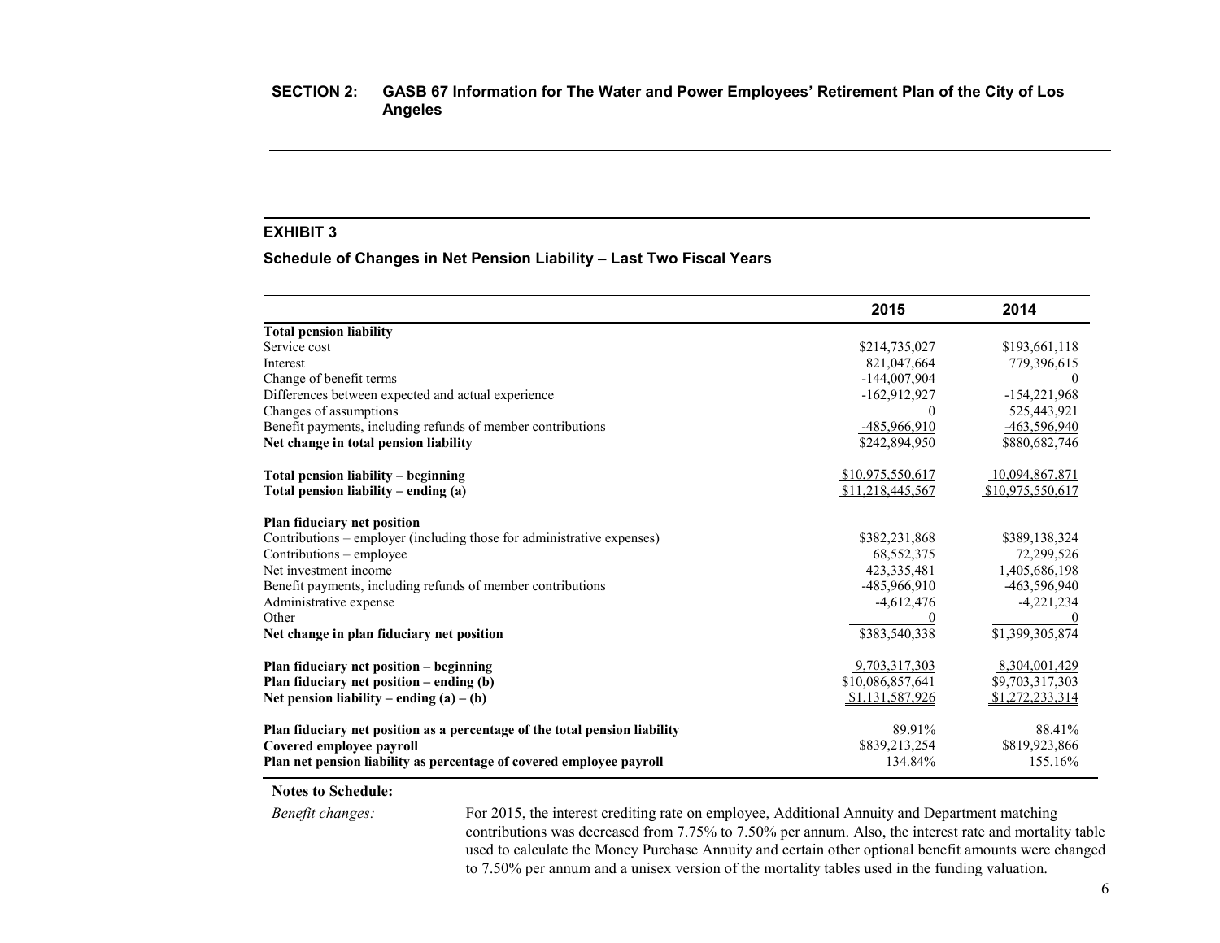## SECTION 2: GASB 67 Information for The Water and Power Employees' Retirement Plan of the City of Los Angeles

### EXHIBIT 3

**Schedule of Changes in Net Pension Liability – Last Two Fiscal Years**

| | 2015 | 2014 |
|---|---|---|
| **Total pension liability** | | |
| Service cost | $214,735,027 | $193,661,118 |
| Interest | 821,047,664 | 779,396,615 |
| Change of benefit terms | -144,007,904 | 0 |
| Differences between expected and actual experience | -162,912,927 | -154,221,968 |
| Changes of assumptions | 0 | 525,443,921 |
| Benefit payments, including refunds of member contributions | -485,966,910 | -463,596,940 |
| **Net change in total pension liability** | $242,894,950 | $880,682,746 |
| **Total pension liability – beginning** | $10,975,550,617 | 10,094,867,871 |
| **Total pension liability – ending (a)** | $11,218,445,567 | $10,975,550,617 |
| **Plan fiduciary net position** | | |
| Contributions – employer (including those for administrative expenses) | $382,231,868 | $389,138,324 |
| Contributions – employee | 68,552,375 | 72,299,526 |
| Net investment income | 423,335,481 | 1,405,686,198 |
| Benefit payments, including refunds of member contributions | -485,966,910 | -463,596,940 |
| Administrative expense | -4,612,476 | -4,221,234 |
| Other | 0 | 0 |
| **Net change in plan fiduciary net position** | $383,540,338 | $1,399,305,874 |
| **Plan fiduciary net position – beginning** | 9,703,317,303 | 8,304,001,429 |
| **Plan fiduciary net position – ending (b)** | $10,086,857,641 | $9,703,317,303 |
| **Net pension liability – ending (a) – (b)** | $1,131,587,926 | $1,272,233,314 |
| **Plan fiduciary net position as a percentage of the total pension liability** | 89.91% | 88.41% |
| **Covered employee payroll** | $839,213,254 | $819,923,866 |
| **Plan net pension liability as percentage of covered employee payroll** | 134.84% | 155.16% |

**Notes to Schedule:**

*Benefit changes:* For 2015, the interest crediting rate on employee, Additional Annuity and Department matching contributions was decreased from 7.75% to 7.50% per annum. Also, the interest rate and mortality table used to calculate the Money Purchase Annuity and certain other optional benefit amounts were changed to 7.50% per annum and a unisex version of the mortality tables used in the funding valuation.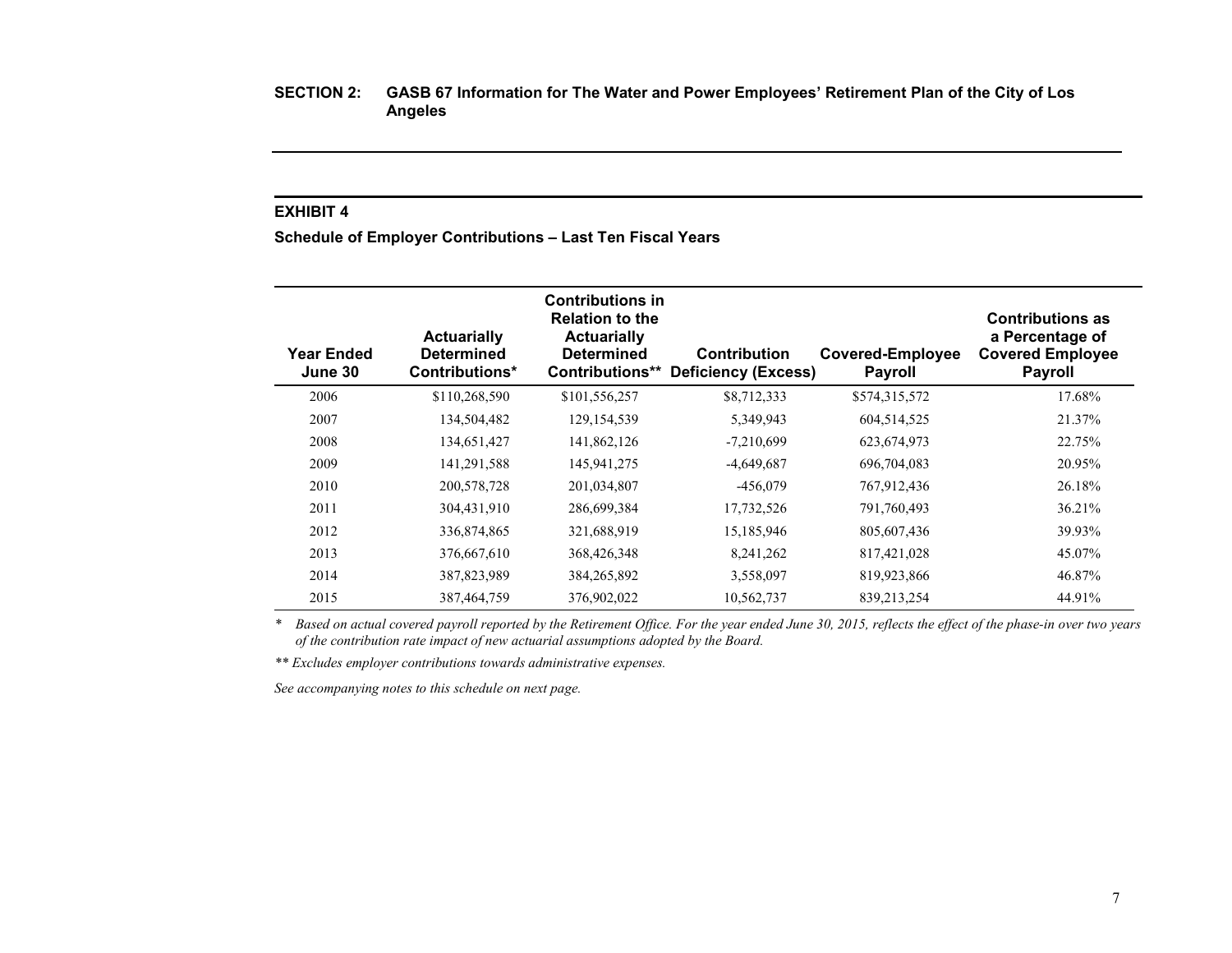**SECTION 2: GASB 67 Information for The Water and Power Employees' Retirement Plan of the City of Los Angeles**

## EXHIBIT 4

**Schedule of Employer Contributions – Last Ten Fiscal Years**

| Year Ended June 30 | Actuarially Determined Contributions* | Contributions in Relation to the Actuarially Determined Contributions** | Contribution Deficiency (Excess) | Covered-Employee Payroll | Contributions as a Percentage of Covered Employee Payroll |
|---|---|---|---|---|---|
| 2006 | $110,268,590 | $101,556,257 | $8,712,333 | $574,315,572 | 17.68% |
| 2007 | 134,504,482 | 129,154,539 | 5,349,943 | 604,514,525 | 21.37% |
| 2008 | 134,651,427 | 141,862,126 | -7,210,699 | 623,674,973 | 22.75% |
| 2009 | 141,291,588 | 145,941,275 | -4,649,687 | 696,704,083 | 20.95% |
| 2010 | 200,578,728 | 201,034,807 | -456,079 | 767,912,436 | 26.18% |
| 2011 | 304,431,910 | 286,699,384 | 17,732,526 | 791,760,493 | 36.21% |
| 2012 | 336,874,865 | 321,688,919 | 15,185,946 | 805,607,436 | 39.93% |
| 2013 | 376,667,610 | 368,426,348 | 8,241,262 | 817,421,028 | 45.07% |
| 2014 | 387,823,989 | 384,265,892 | 3,558,097 | 819,923,866 | 46.87% |
| 2015 | 387,464,759 | 376,902,022 | 10,562,737 | 839,213,254 | 44.91% |

\* *Based on actual covered payroll reported by the Retirement Office. For the year ended June 30, 2015, reflects the effect of the phase-in over two years of the contribution rate impact of new actuarial assumptions adopted by the Board.*

** *Excludes employer contributions towards administrative expenses.*

*See accompanying notes to this schedule on next page.*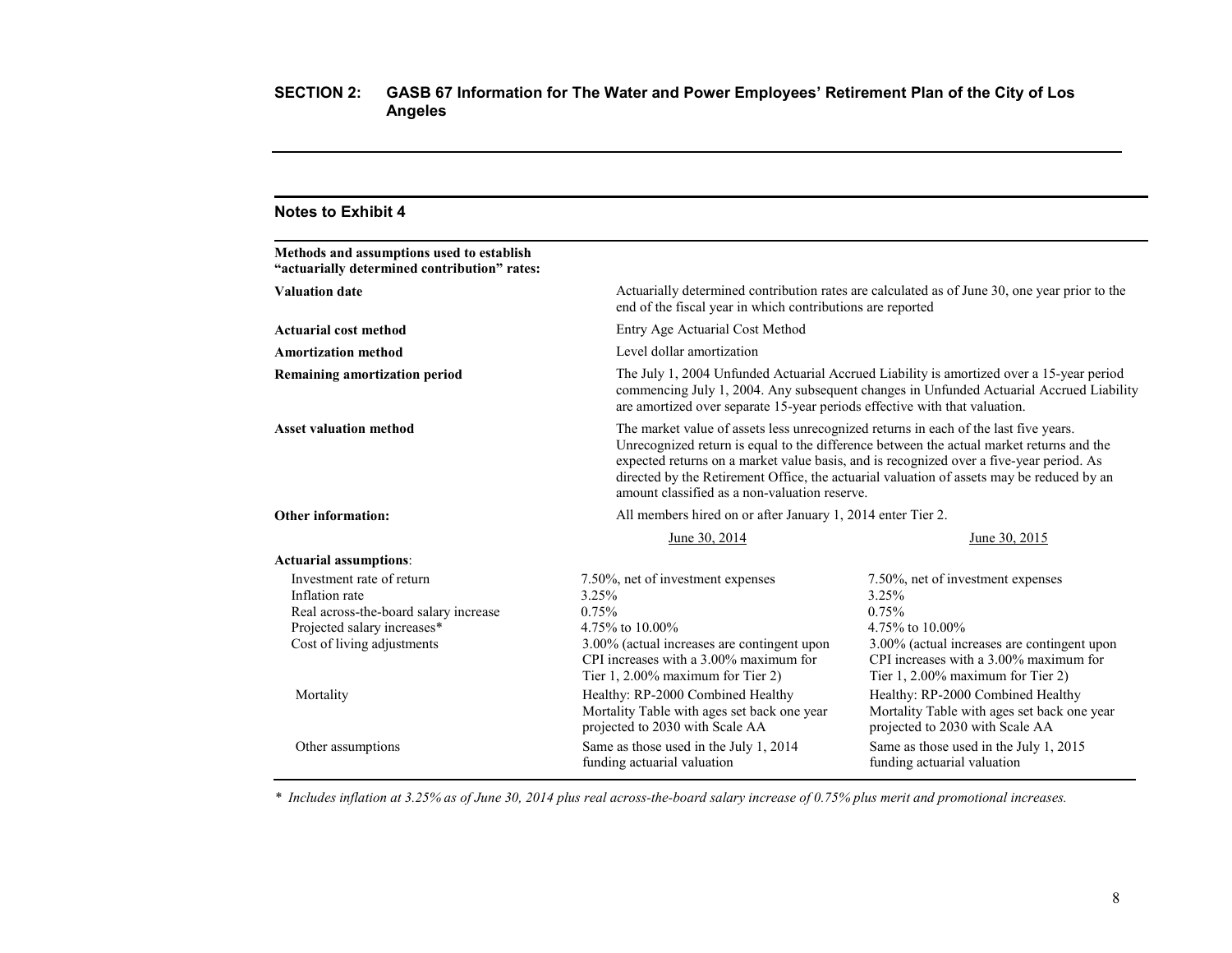## SECTION 2: GASB 67 Information for The Water and Power Employees' Retirement Plan of the City of Los Angeles

### Notes to Exhibit 4

**Methods and assumptions used to establish "actuarially determined contribution" rates:**

| | |
|---|---|
| **Valuation date** | Actuarially determined contribution rates are calculated as of June 30, one year prior to the end of the fiscal year in which contributions are reported |
| **Actuarial cost method** | Entry Age Actuarial Cost Method |
| **Amortization method** | Level dollar amortization |
| **Remaining amortization period** | The July 1, 2004 Unfunded Actuarial Accrued Liability is amortized over a 15-year period commencing July 1, 2004. Any subsequent changes in Unfunded Actuarial Accrued Liability are amortized over separate 15-year periods effective with that valuation. |
| **Asset valuation method** | The market value of assets less unrecognized returns in each of the last five years. Unrecognized return is equal to the difference between the actual market returns and the expected returns on a market value basis, and is recognized over a five-year period. As directed by the Retirement Office, the actuarial valuation of assets may be reduced by an amount classified as a non-valuation reserve. |
| **Other information:** | All members hired on or after January 1, 2014 enter Tier 2. |

| **Actuarial assumptions**: | June 30, 2014 | June 30, 2015 |
|---|---|---|
| Investment rate of return | 7.50%, net of investment expenses | 7.50%, net of investment expenses |
| Inflation rate | 3.25% | 3.25% |
| Real across-the-board salary increase | 0.75% | 0.75% |
| Projected salary increases* | 4.75% to 10.00% | 4.75% to 10.00% |
| Cost of living adjustments | 3.00% (actual increases are contingent upon CPI increases with a 3.00% maximum for Tier 1, 2.00% maximum for Tier 2) | 3.00% (actual increases are contingent upon CPI increases with a 3.00% maximum for Tier 1, 2.00% maximum for Tier 2) |
| Mortality | Healthy: RP-2000 Combined Healthy Mortality Table with ages set back one year projected to 2030 with Scale AA | Healthy: RP-2000 Combined Healthy Mortality Table with ages set back one year projected to 2030 with Scale AA |
| Other assumptions | Same as those used in the July 1, 2014 funding actuarial valuation | Same as those used in the July 1, 2015 funding actuarial valuation |

*\* Includes inflation at 3.25% as of June 30, 2014 plus real across-the-board salary increase of 0.75% plus merit and promotional increases.*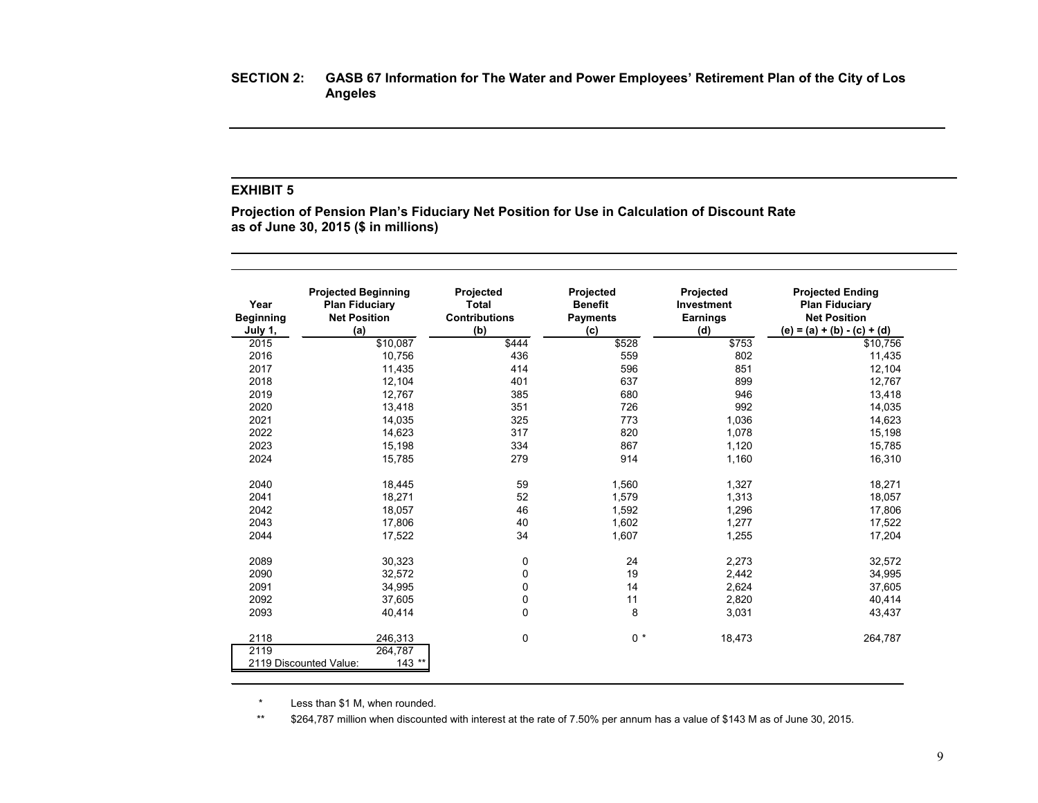**SECTION 2: GASB 67 Information for The Water and Power Employees' Retirement Plan of the City of Los Angeles**

## EXHIBIT 5

**Projection of Pension Plan's Fiduciary Net Position for Use in Calculation of Discount Rate as of June 30, 2015 ($ in millions)**

| Year Beginning July 1, | Projected Beginning Plan Fiduciary Net Position (a) | Projected Total Contributions (b) | Projected Benefit Payments (c) | Projected Investment Earnings (d) | Projected Ending Plan Fiduciary Net Position (e) = (a) + (b) - (c) + (d) |
|---|---|---|---|---|---|
| 2015 | $10,087 | $444 | $528 | $753 | $10,756 |
| 2016 | 10,756 | 436 | 559 | 802 | 11,435 |
| 2017 | 11,435 | 414 | 596 | 851 | 12,104 |
| 2018 | 12,104 | 401 | 637 | 899 | 12,767 |
| 2019 | 12,767 | 385 | 680 | 946 | 13,418 |
| 2020 | 13,418 | 351 | 726 | 992 | 14,035 |
| 2021 | 14,035 | 325 | 773 | 1,036 | 14,623 |
| 2022 | 14,623 | 317 | 820 | 1,078 | 15,198 |
| 2023 | 15,198 | 334 | 867 | 1,120 | 15,785 |
| 2024 | 15,785 | 279 | 914 | 1,160 | 16,310 |
| | | | | | |
| 2040 | 18,445 | 59 | 1,560 | 1,327 | 18,271 |
| 2041 | 18,271 | 52 | 1,579 | 1,313 | 18,057 |
| 2042 | 18,057 | 46 | 1,592 | 1,296 | 17,806 |
| 2043 | 17,806 | 40 | 1,602 | 1,277 | 17,522 |
| 2044 | 17,522 | 34 | 1,607 | 1,255 | 17,204 |
| | | | | | |
| 2089 | 30,323 | 0 | 24 | 2,273 | 32,572 |
| 2090 | 32,572 | 0 | 19 | 2,442 | 34,995 |
| 2091 | 34,995 | 0 | 14 | 2,624 | 37,605 |
| 2092 | 37,605 | 0 | 11 | 2,820 | 40,414 |
| 2093 | 40,414 | 0 | 8 | 3,031 | 43,437 |
| | | | | | |
| 2118 | 246,313 | 0 | 0 * | 18,473 | 264,787 |
| 2119 | 264,787 | | | | |
| 2119 Discounted Value: | 143 ** | | | | |

\* Less than $1 M, when rounded.

\*\* $264,787 million when discounted with interest at the rate of 7.50% per annum has a value of $143 M as of June 30, 2015.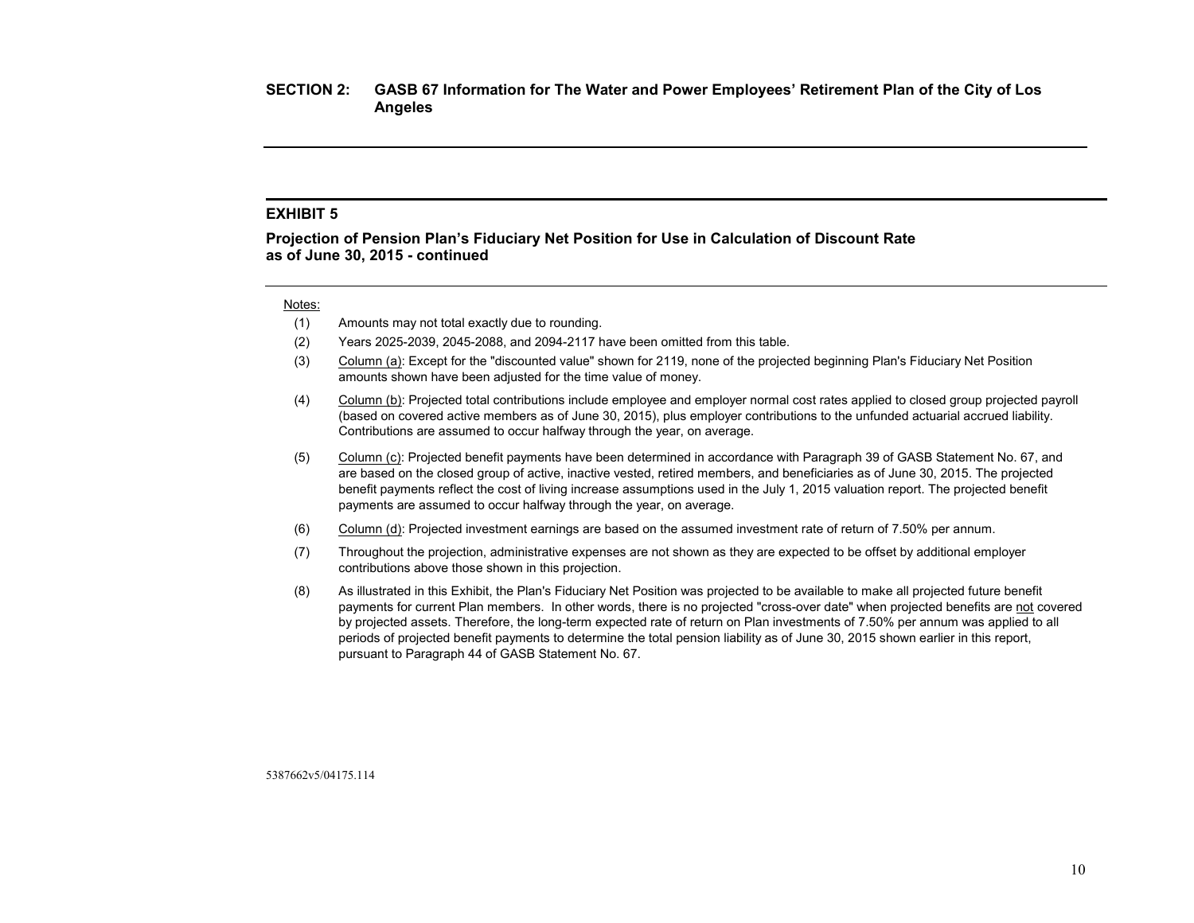## SECTION 2: GASB 67 Information for The Water and Power Employees' Retirement Plan of the City of Los Angeles

### EXHIBIT 5

**Projection of Pension Plan's Fiduciary Net Position for Use in Calculation of Discount Rate as of June 30, 2015 - continued**

Notes:

(1) Amounts may not total exactly due to rounding.

(2) Years 2025-2039, 2045-2088, and 2094-2117 have been omitted from this table.

(3) Column (a): Except for the "discounted value" shown for 2119, none of the projected beginning Plan's Fiduciary Net Position amounts shown have been adjusted for the time value of money.

(4) Column (b): Projected total contributions include employee and employer normal cost rates applied to closed group projected payroll (based on covered active members as of June 30, 2015), plus employer contributions to the unfunded actuarial accrued liability. Contributions are assumed to occur halfway through the year, on average.

(5) Column (c): Projected benefit payments have been determined in accordance with Paragraph 39 of GASB Statement No. 67, and are based on the closed group of active, inactive vested, retired members, and beneficiaries as of June 30, 2015. The projected benefit payments reflect the cost of living increase assumptions used in the July 1, 2015 valuation report. The projected benefit payments are assumed to occur halfway through the year, on average.

(6) Column (d): Projected investment earnings are based on the assumed investment rate of return of 7.50% per annum.

(7) Throughout the projection, administrative expenses are not shown as they are expected to be offset by additional employer contributions above those shown in this projection.

(8) As illustrated in this Exhibit, the Plan's Fiduciary Net Position was projected to be available to make all projected future benefit payments for current Plan members. In other words, there is no projected "cross-over date" when projected benefits are not covered by projected assets. Therefore, the long-term expected rate of return on Plan investments of 7.50% per annum was applied to all periods of projected benefit payments to determine the total pension liability as of June 30, 2015 shown earlier in this report, pursuant to Paragraph 44 of GASB Statement No. 67.

5387662v5/04175.114